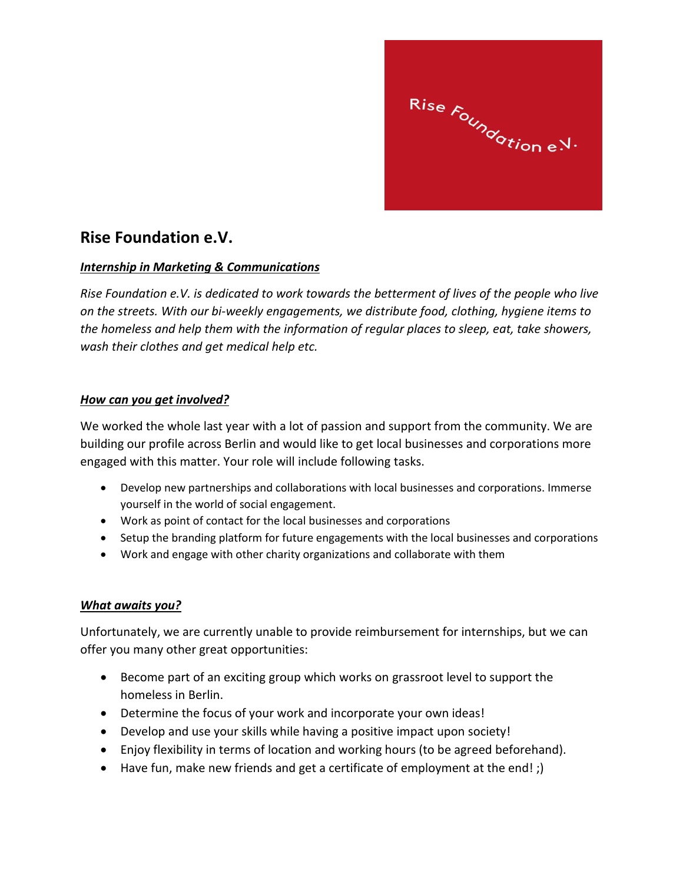# Rise Foundation e.V.

***Internship in Marketing & Communications***

*Rise Foundation e.V. is dedicated to work towards the betterment of lives of the people who live on the streets. With our bi-weekly engagements, we distribute food, clothing, hygiene items to the homeless and help them with the information of regular places to sleep, eat, take showers, wash their clothes and get medical help etc.*

***How can you get involved?***

We worked the whole last year with a lot of passion and support from the community. We are building our profile across Berlin and would like to get local businesses and corporations more engaged with this matter. Your role will include following tasks.

- Develop new partnerships and collaborations with local businesses and corporations. Immerse yourself in the world of social engagement.
- Work as point of contact for the local businesses and corporations
- Setup the branding platform for future engagements with the local businesses and corporations
- Work and engage with other charity organizations and collaborate with them

***What awaits you?***

Unfortunately, we are currently unable to provide reimbursement for internships, but we can offer you many other great opportunities:

- Become part of an exciting group which works on grassroot level to support the homeless in Berlin.
- Determine the focus of your work and incorporate your own ideas!
- Develop and use your skills while having a positive impact upon society!
- Enjoy flexibility in terms of location and working hours (to be agreed beforehand).
- Have fun, make new friends and get a certificate of employment at the end! ;)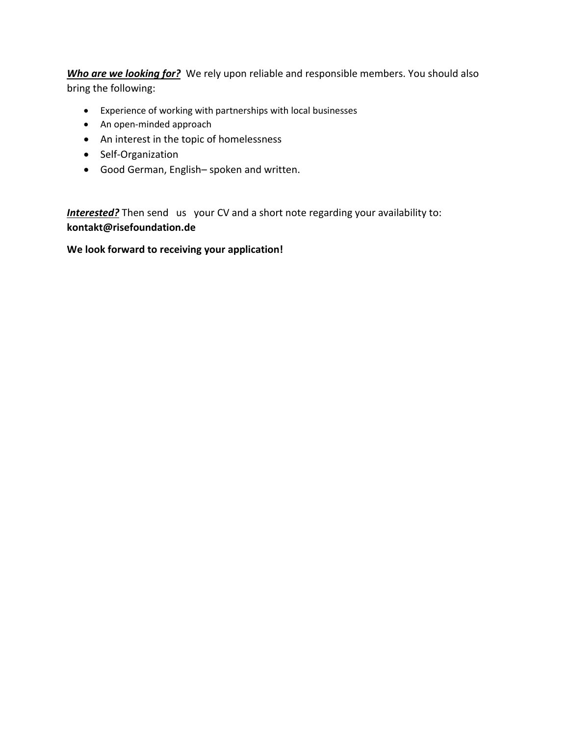***<u>Who are we looking for?</u>*** We rely upon reliable and responsible members. You should also bring the following:

- Experience of working with partnerships with local businesses
- An open-minded approach
- An interest in the topic of homelessness
- Self-Organization
- Good German, English– spoken and written.

***<u>Interested?</u>*** Then send us your CV and a short note regarding your availability to: **kontakt@risefoundation.de**

**We look forward to receiving your application!**